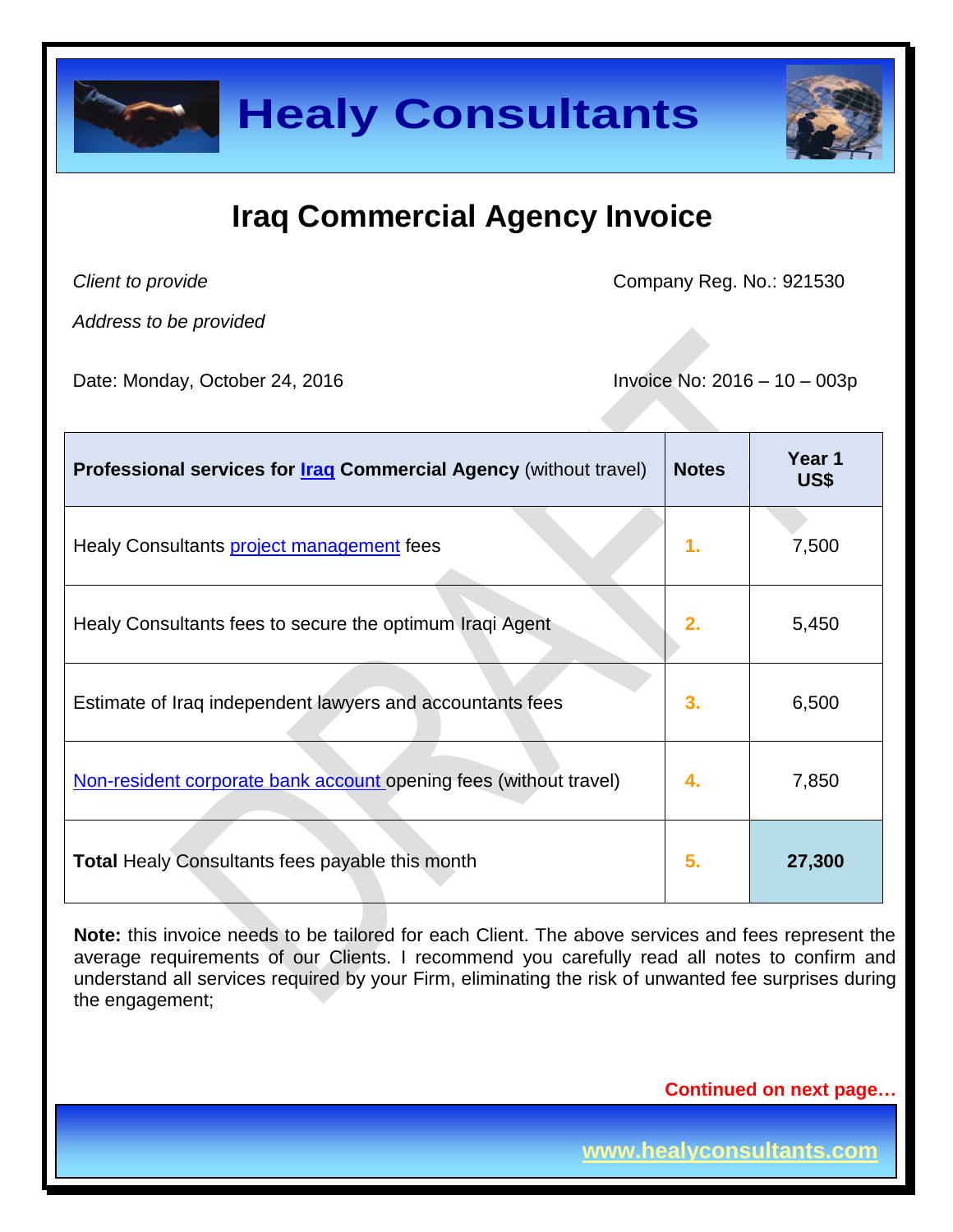# Healy Consultants

## Iraq Commercial Agency Invoice

*Client to provide*

*Address to be provided*

Company Reg. No.: 921530

Date: Monday, October 24, 2016

Invoice No: 2016 – 10 – 003p

| **Professional services for Iraq Commercial Agency** (without travel) | **Notes** | **Year 1 US$** |
|---|---|---|
| Healy Consultants project management fees | **1.** | 7,500 |
| Healy Consultants fees to secure the optimum Iraqi Agent | **2.** | 5,450 |
| Estimate of Iraq independent lawyers and accountants fees | **3.** | 6,500 |
| Non-resident corporate bank account opening fees (without travel) | **4.** | 7,850 |
| **Total** Healy Consultants fees payable this month | **5.** | **27,300** |

**Note:** this invoice needs to be tailored for each Client. The above services and fees represent the average requirements of our Clients. I recommend you carefully read all notes to confirm and understand all services required by your Firm, eliminating the risk of unwanted fee surprises during the engagement;

**Continued on next page…**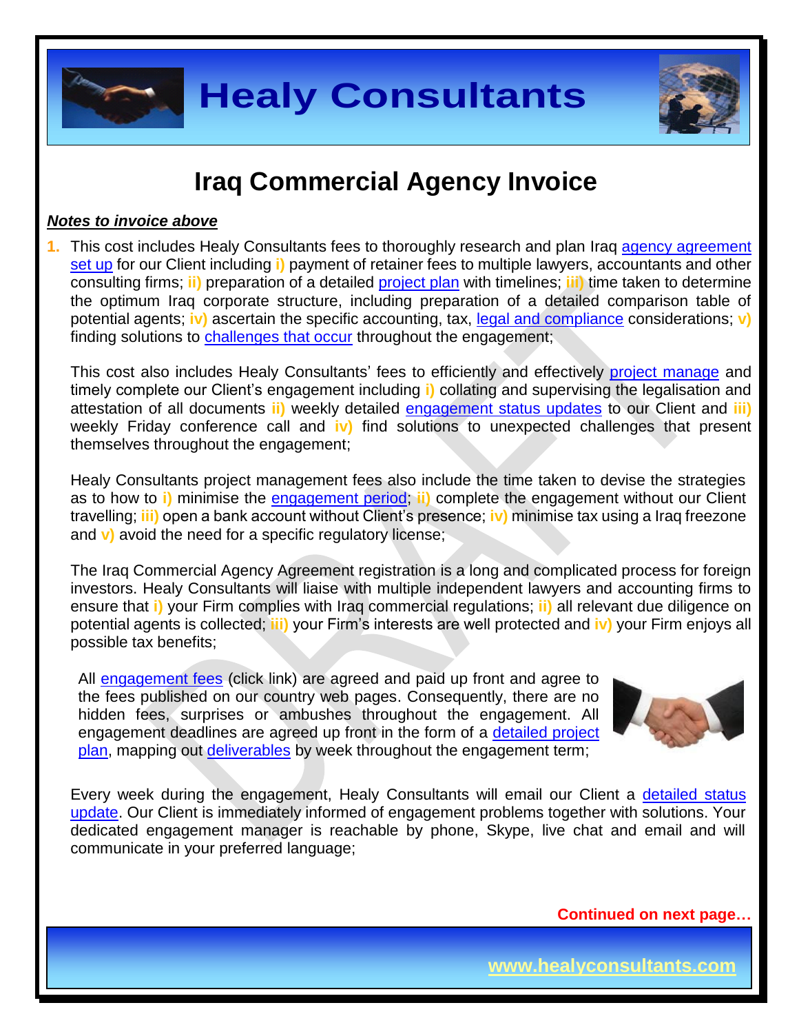# Iraq Commercial Agency Invoice

***Notes to invoice above***

1. This cost includes Healy Consultants fees to thoroughly research and plan Iraq agency agreement set up for our Client including **i)** payment of retainer fees to multiple lawyers, accountants and other consulting firms; **ii)** preparation of a detailed project plan with timelines; **iii)** time taken to determine the optimum Iraq corporate structure, including preparation of a detailed comparison table of potential agents; **iv)** ascertain the specific accounting, tax, legal and compliance considerations; **v)** finding solutions to challenges that occur throughout the engagement;

   This cost also includes Healy Consultants' fees to efficiently and effectively project manage and timely complete our Client's engagement including **i)** collating and supervising the legalisation and attestation of all documents **ii)** weekly detailed engagement status updates to our Client and **iii)** weekly Friday conference call and **iv)** find solutions to unexpected challenges that present themselves throughout the engagement;

   Healy Consultants project management fees also include the time taken to devise the strategies as to how to **i)** minimise the engagement period; **ii)** complete the engagement without our Client travelling; **iii)** open a bank account without Client's presence; **iv)** minimise tax using a Iraq freezone and **v)** avoid the need for a specific regulatory license;

   The Iraq Commercial Agency Agreement registration is a long and complicated process for foreign investors. Healy Consultants will liaise with multiple independent lawyers and accounting firms to ensure that **i)** your Firm complies with Iraq commercial regulations; **ii)** all relevant due diligence on potential agents is collected; **iii)** your Firm's interests are well protected and **iv)** your Firm enjoys all possible tax benefits;

   All engagement fees (click link) are agreed and paid up front and agree to the fees published on our country web pages. Consequently, there are no hidden fees, surprises or ambushes throughout the engagement. All engagement deadlines are agreed up front in the form of a detailed project plan, mapping out deliverables by week throughout the engagement term;

   Every week during the engagement, Healy Consultants will email our Client a detailed status update. Our Client is immediately informed of engagement problems together with solutions. Your dedicated engagement manager is reachable by phone, Skype, live chat and email and will communicate in your preferred language;

**Continued on next page…**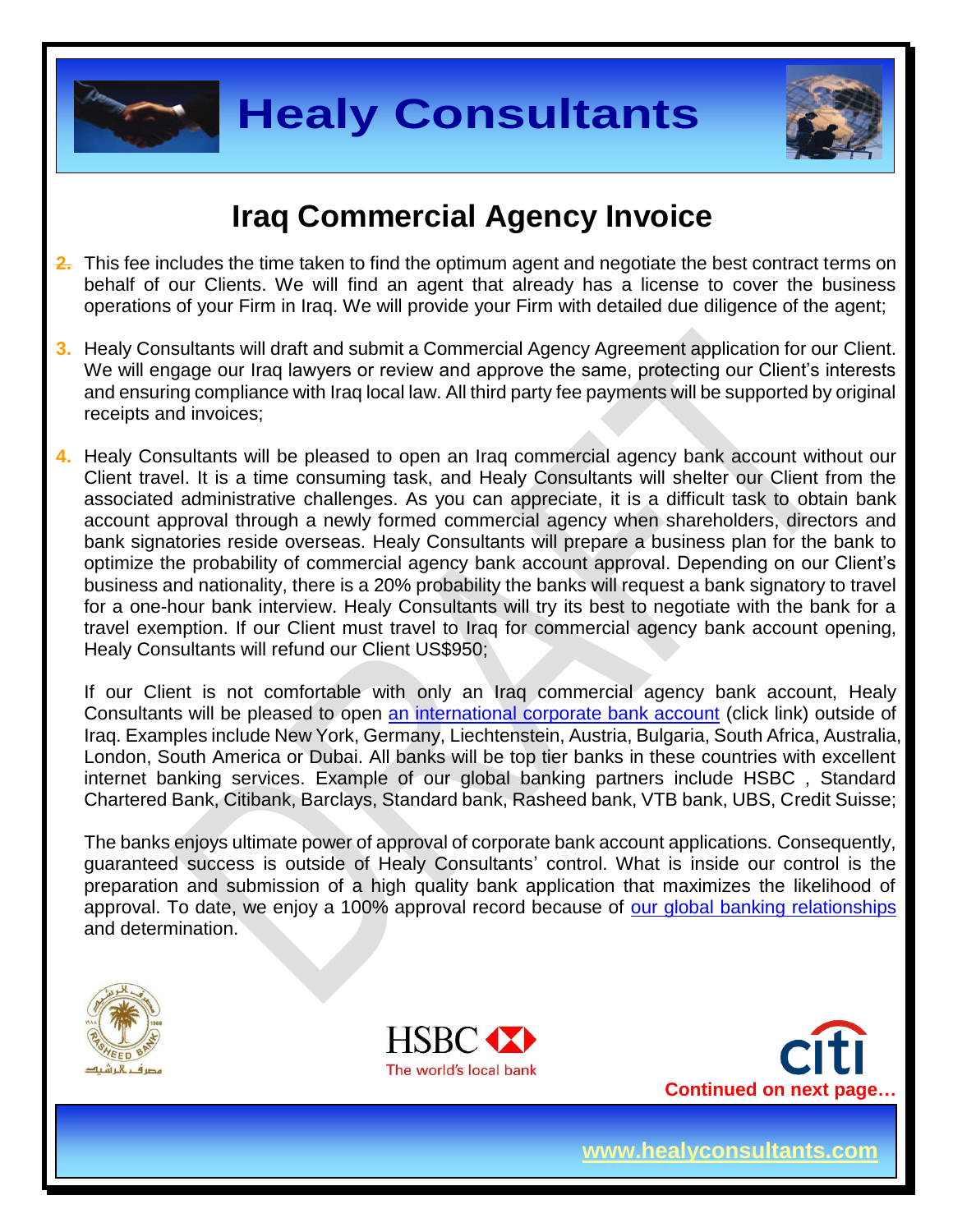# Iraq Commercial Agency Invoice

2. This fee includes the time taken to find the optimum agent and negotiate the best contract terms on behalf of our Clients. We will find an agent that already has a license to cover the business operations of your Firm in Iraq. We will provide your Firm with detailed due diligence of the agent;

3. Healy Consultants will draft and submit a Commercial Agency Agreement application for our Client. We will engage our Iraq lawyers or review and approve the same, protecting our Client's interests and ensuring compliance with Iraq local law. All third party fee payments will be supported by original receipts and invoices;

4. Healy Consultants will be pleased to open an Iraq commercial agency bank account without our Client travel. It is a time consuming task, and Healy Consultants will shelter our Client from the associated administrative challenges. As you can appreciate, it is a difficult task to obtain bank account approval through a newly formed commercial agency when shareholders, directors and bank signatories reside overseas. Healy Consultants will prepare a business plan for the bank to optimize the probability of commercial agency bank account approval. Depending on our Client's business and nationality, there is a 20% probability the banks will request a bank signatory to travel for a one-hour bank interview. Healy Consultants will try its best to negotiate with the bank for a travel exemption. If our Client must travel to Iraq for commercial agency bank account opening, Healy Consultants will refund our Client US$950;

   If our Client is not comfortable with only an Iraq commercial agency bank account, Healy Consultants will be pleased to open an international corporate bank account (click link) outside of Iraq. Examples include New York, Germany, Liechtenstein, Austria, Bulgaria, South Africa, Australia, London, South America or Dubai. All banks will be top tier banks in these countries with excellent internet banking services. Example of our global banking partners include HSBC , Standard Chartered Bank, Citibank, Barclays, Standard bank, Rasheed bank, VTB bank, UBS, Credit Suisse;

   The banks enjoys ultimate power of approval of corporate bank account applications. Consequently, guaranteed success is outside of Healy Consultants' control. What is inside our control is the preparation and submission of a high quality bank application that maximizes the likelihood of approval. To date, we enjoy a 100% approval record because of our global banking relationships and determination.

**Continued on next page…**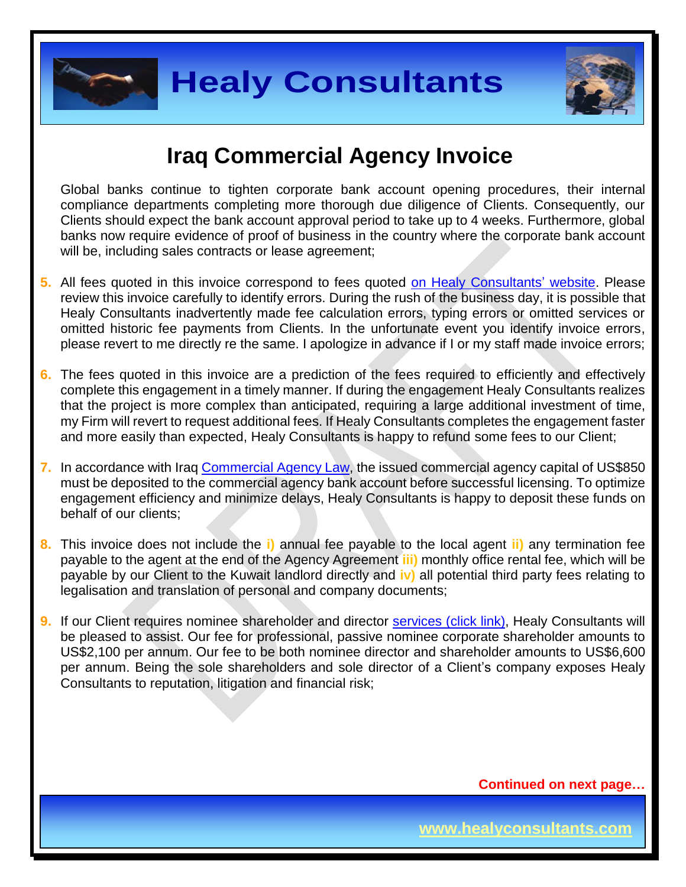# Iraq Commercial Agency Invoice

Global banks continue to tighten corporate bank account opening procedures, their internal compliance departments completing more thorough due diligence of Clients. Consequently, our Clients should expect the bank account approval period to take up to 4 weeks. Furthermore, global banks now require evidence of proof of business in the country where the corporate bank account will be, including sales contracts or lease agreement;

5. All fees quoted in this invoice correspond to fees quoted [on Healy Consultants' website](). Please review this invoice carefully to identify errors. During the rush of the business day, it is possible that Healy Consultants inadvertently made fee calculation errors, typing errors or omitted services or omitted historic fee payments from Clients. In the unfortunate event you identify invoice errors, please revert to me directly re the same. I apologize in advance if I or my staff made invoice errors;

6. The fees quoted in this invoice are a prediction of the fees required to efficiently and effectively complete this engagement in a timely manner. If during the engagement Healy Consultants realizes that the project is more complex than anticipated, requiring a large additional investment of time, my Firm will revert to request additional fees. If Healy Consultants completes the engagement faster and more easily than expected, Healy Consultants is happy to refund some fees to our Client;

7. In accordance with Iraq [Commercial Agency Law](), the issued commercial agency capital of US$850 must be deposited to the commercial agency bank account before successful licensing. To optimize engagement efficiency and minimize delays, Healy Consultants is happy to deposit these funds on behalf of our clients;

8. This invoice does not include the **i)** annual fee payable to the local agent **ii)** any termination fee payable to the agent at the end of the Agency Agreement **iii)** monthly office rental fee, which will be payable by our Client to the Kuwait landlord directly and **iv)** all potential third party fees relating to legalisation and translation of personal and company documents;

9. If our Client requires nominee shareholder and director [services (click link)](), Healy Consultants will be pleased to assist. Our fee for professional, passive nominee corporate shareholder amounts to US$2,100 per annum. Our fee to be both nominee director and shareholder amounts to US$6,600 per annum. Being the sole shareholders and sole director of a Client's company exposes Healy Consultants to reputation, litigation and financial risk;

**Continued on next page…**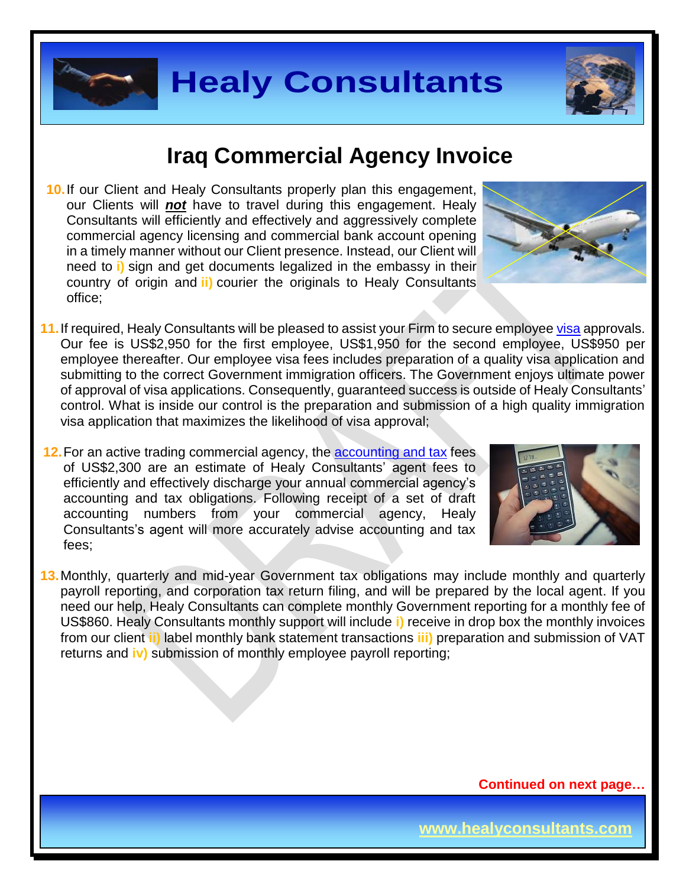# Iraq Commercial Agency Invoice

10. If our Client and Healy Consultants properly plan this engagement, our Clients will ***not*** have to travel during this engagement. Healy Consultants will efficiently and effectively and aggressively complete commercial agency licensing and commercial bank account opening in a timely manner without our Client presence. Instead, our Client will need to **i)** sign and get documents legalized in the embassy in their country of origin and **ii)** courier the originals to Healy Consultants office;

11. If required, Healy Consultants will be pleased to assist your Firm to secure employee visa approvals. Our fee is US$2,950 for the first employee, US$1,950 for the second employee, US$950 per employee thereafter. Our employee visa fees includes preparation of a quality visa application and submitting to the correct Government immigration officers. The Government enjoys ultimate power of approval of visa applications. Consequently, guaranteed success is outside of Healy Consultants' control. What is inside our control is the preparation and submission of a high quality immigration visa application that maximizes the likelihood of visa approval;

12. For an active trading commercial agency, the accounting and tax fees of US$2,300 are an estimate of Healy Consultants' agent fees to efficiently and effectively discharge your annual commercial agency's accounting and tax obligations. Following receipt of a set of draft accounting numbers from your commercial agency, Healy Consultants's agent will more accurately advise accounting and tax fees;

13. Monthly, quarterly and mid-year Government tax obligations may include monthly and quarterly payroll reporting, and corporation tax return filing, and will be prepared by the local agent. If you need our help, Healy Consultants can complete monthly Government reporting for a monthly fee of US$860. Healy Consultants monthly support will include **i)** receive in drop box the monthly invoices from our client **ii)** label monthly bank statement transactions **iii)** preparation and submission of VAT returns and **iv)** submission of monthly employee payroll reporting;

**Continued on next page…**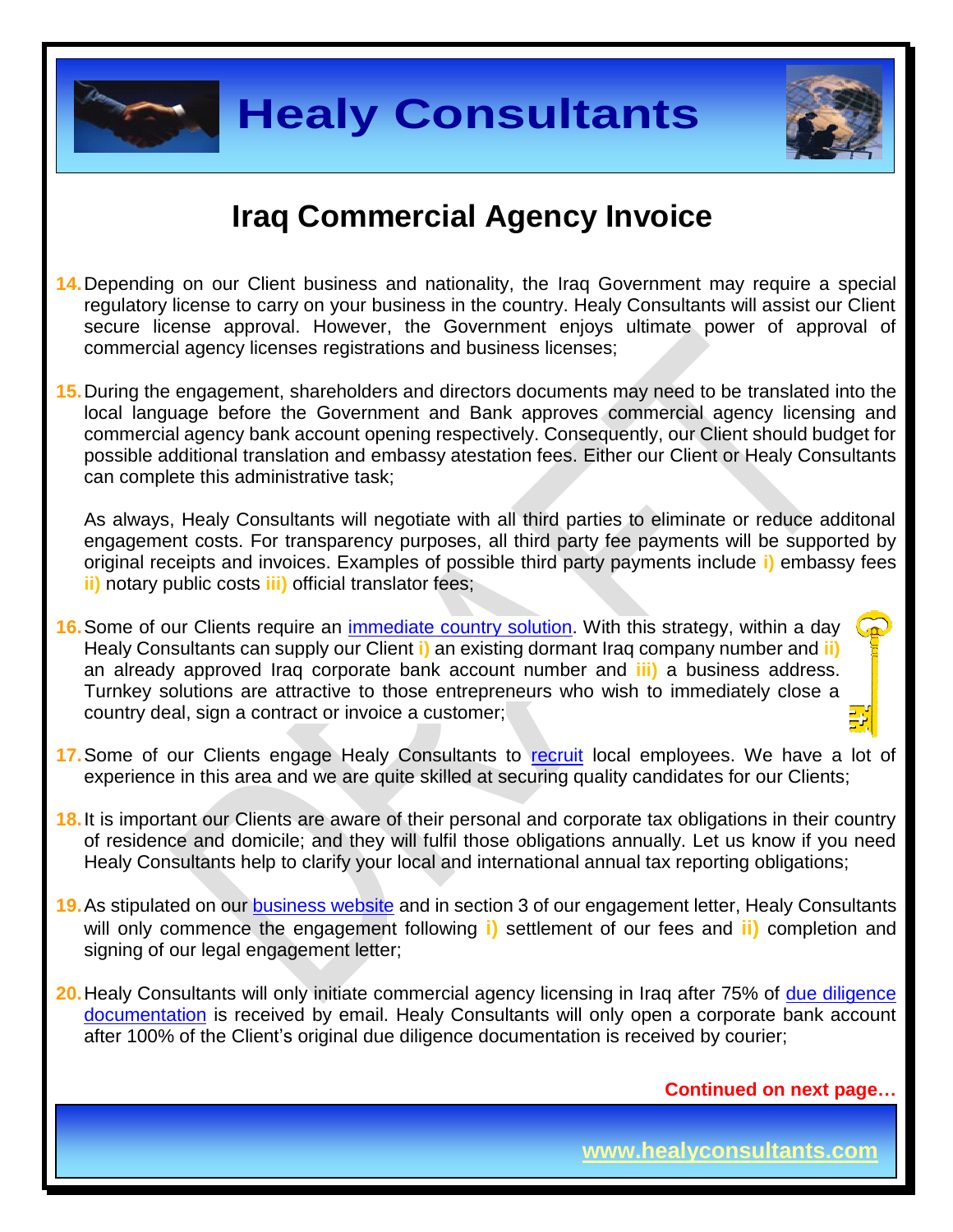# Iraq Commercial Agency Invoice

14. Depending on our Client business and nationality, the Iraq Government may require a special regulatory license to carry on your business in the country. Healy Consultants will assist our Client secure license approval. However, the Government enjoys ultimate power of approval of commercial agency licenses registrations and business licenses;

15. During the engagement, shareholders and directors documents may need to be translated into the local language before the Government and Bank approves commercial agency licensing and commercial agency bank account opening respectively. Consequently, our Client should budget for possible additional translation and embassy atestation fees. Either our Client or Healy Consultants can complete this administrative task;

    As always, Healy Consultants will negotiate with all third parties to eliminate or reduce additonal engagement costs. For transparency purposes, all third party fee payments will be supported by original receipts and invoices. Examples of possible third party payments include **i)** embassy fees **ii)** notary public costs **iii)** official translator fees;

16. Some of our Clients require an immediate country solution. With this strategy, within a day Healy Consultants can supply our Client **i)** an existing dormant Iraq company number and **ii)** an already approved Iraq corporate bank account number and **iii)** a business address. Turnkey solutions are attractive to those entrepreneurs who wish to immediately close a country deal, sign a contract or invoice a customer;

17. Some of our Clients engage Healy Consultants to recruit local employees. We have a lot of experience in this area and we are quite skilled at securing quality candidates for our Clients;

18. It is important our Clients are aware of their personal and corporate tax obligations in their country of residence and domicile; and they will fulfil those obligations annually. Let us know if you need Healy Consultants help to clarify your local and international annual tax reporting obligations;

19. As stipulated on our business website and in section 3 of our engagement letter, Healy Consultants will only commence the engagement following **i)** settlement of our fees and **ii)** completion and signing of our legal engagement letter;

20. Healy Consultants will only initiate commercial agency licensing in Iraq after 75% of due diligence documentation is received by email. Healy Consultants will only open a corporate bank account after 100% of the Client's original due diligence documentation is received by courier;

**Continued on next page…**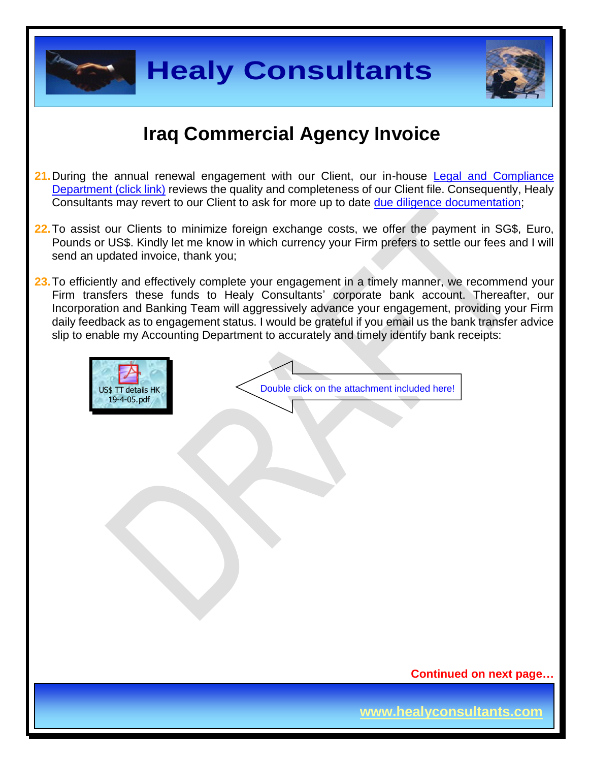# Iraq Commercial Agency Invoice

21. During the annual renewal engagement with our Client, our in-house Legal and Compliance Department (click link) reviews the quality and completeness of our Client file. Consequently, Healy Consultants may revert to our Client to ask for more up to date due diligence documentation;

22. To assist our Clients to minimize foreign exchange costs, we offer the payment in SG$, Euro, Pounds or US$. Kindly let me know in which currency your Firm prefers to settle our fees and I will send an updated invoice, thank you;

23. To efficiently and effectively complete your engagement in a timely manner, we recommend your Firm transfers these funds to Healy Consultants' corporate bank account. Thereafter, our Incorporation and Banking Team will aggressively advance your engagement, providing your Firm daily feedback as to engagement status. I would be grateful if you email us the bank transfer advice slip to enable my Accounting Department to accurately and timely identify bank receipts:

US$ TT details HK 19-4-05.pdf

Double click on the attachment included here!

**Continued on next page…**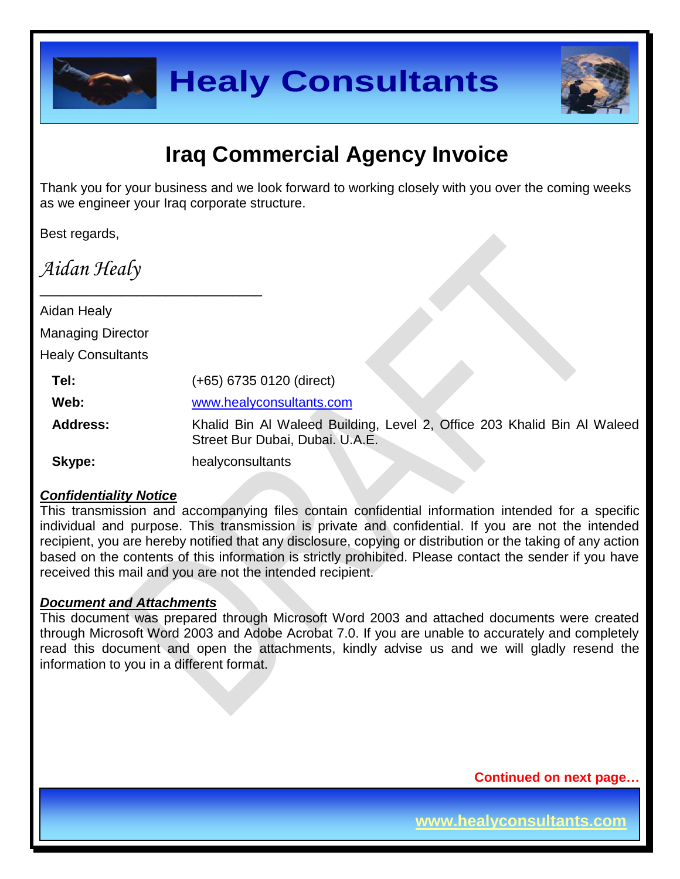# Healy Consultants

## Iraq Commercial Agency Invoice

Thank you for your business and we look forward to working closely with you over the coming weeks as we engineer your Iraq corporate structure.

Best regards,

*Aidan Healy*

______________________________

Aidan Healy

Managing Director

Healy Consultants

| | |
|---|---|
| **Tel:** | (+65) 6735 0120 (direct) |
| **Web:** | www.healyconsultants.com |
| **Address:** | Khalid Bin Al Waleed Building, Level 2, Office 203 Khalid Bin Al Waleed Street Bur Dubai, Dubai. U.A.E. |
| **Skype:** | healyconsultants |

***Confidentiality Notice***

This transmission and accompanying files contain confidential information intended for a specific individual and purpose. This transmission is private and confidential. If you are not the intended recipient, you are hereby notified that any disclosure, copying or distribution or the taking of any action based on the contents of this information is strictly prohibited. Please contact the sender if you have received this mail and you are not the intended recipient.

***Document and Attachments***

This document was prepared through Microsoft Word 2003 and attached documents were created through Microsoft Word 2003 and Adobe Acrobat 7.0. If you are unable to accurately and completely read this document and open the attachments, kindly advise us and we will gladly resend the information to you in a different format.

**Continued on next page…**